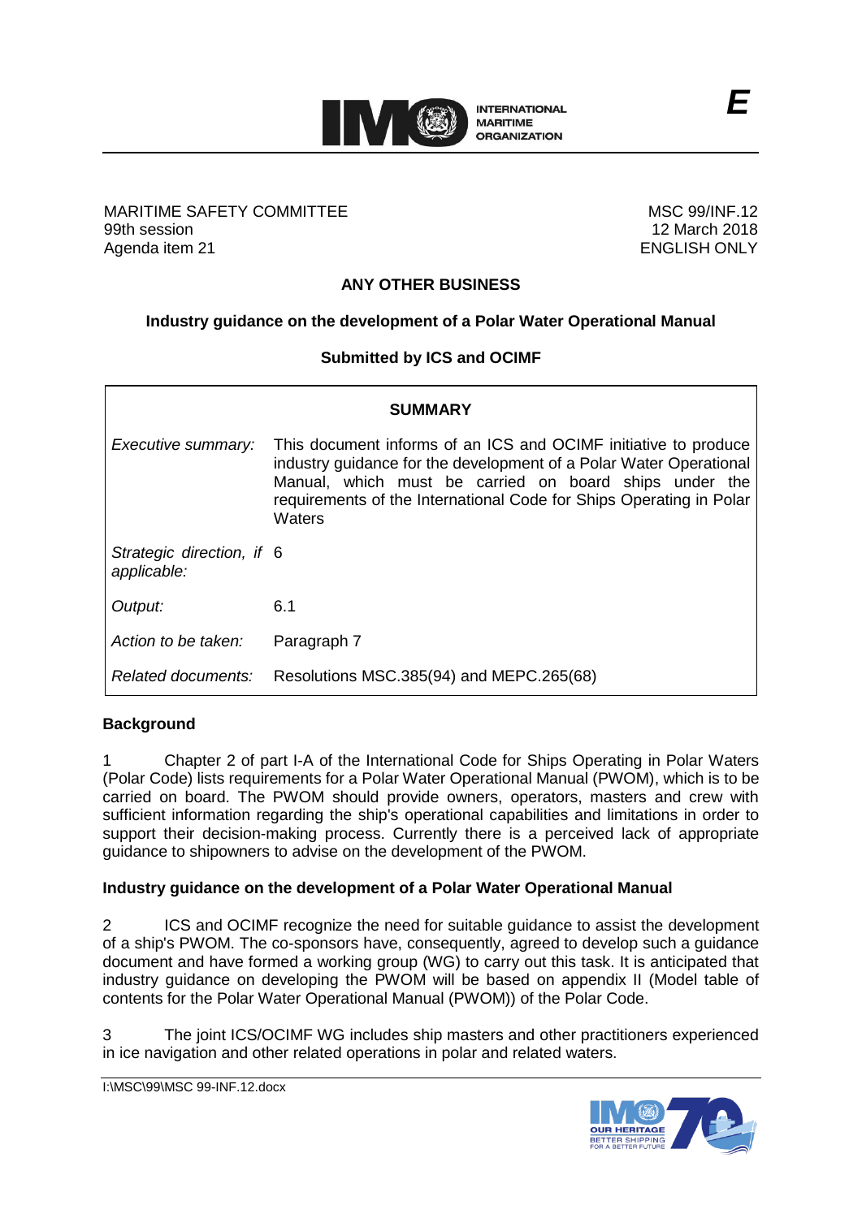MARITIME SAFETY COMMITTEE
99th session
Agenda item 21

MSC 99/INF.12
12 March 2018
ENGLISH ONLY

## ANY OTHER BUSINESS

### Industry guidance on the development of a Polar Water Operational Manual

**Submitted by ICS and OCIMF**

| SUMMARY | |
|---|---|
| *Executive summary:* | This document informs of an ICS and OCIMF initiative to produce industry guidance for the development of a Polar Water Operational Manual, which must be carried on board ships under the requirements of the International Code for Ships Operating in Polar Waters |
| *Strategic direction, if applicable:* | 6 |
| *Output:* | 6.1 |
| *Action to be taken:* | Paragraph 7 |
| *Related documents:* | Resolutions MSC.385(94) and MEPC.265(68) |

**Background**

1 Chapter 2 of part I-A of the International Code for Ships Operating in Polar Waters (Polar Code) lists requirements for a Polar Water Operational Manual (PWOM), which is to be carried on board. The PWOM should provide owners, operators, masters and crew with sufficient information regarding the ship's operational capabilities and limitations in order to support their decision-making process. Currently there is a perceived lack of appropriate guidance to shipowners to advise on the development of the PWOM.

**Industry guidance on the development of a Polar Water Operational Manual**

2 ICS and OCIMF recognize the need for suitable guidance to assist the development of a ship's PWOM. The co-sponsors have, consequently, agreed to develop such a guidance document and have formed a working group (WG) to carry out this task. It is anticipated that industry guidance on developing the PWOM will be based on appendix II (Model table of contents for the Polar Water Operational Manual (PWOM)) of the Polar Code.

3 The joint ICS/OCIMF WG includes ship masters and other practitioners experienced in ice navigation and other related operations in polar and related waters.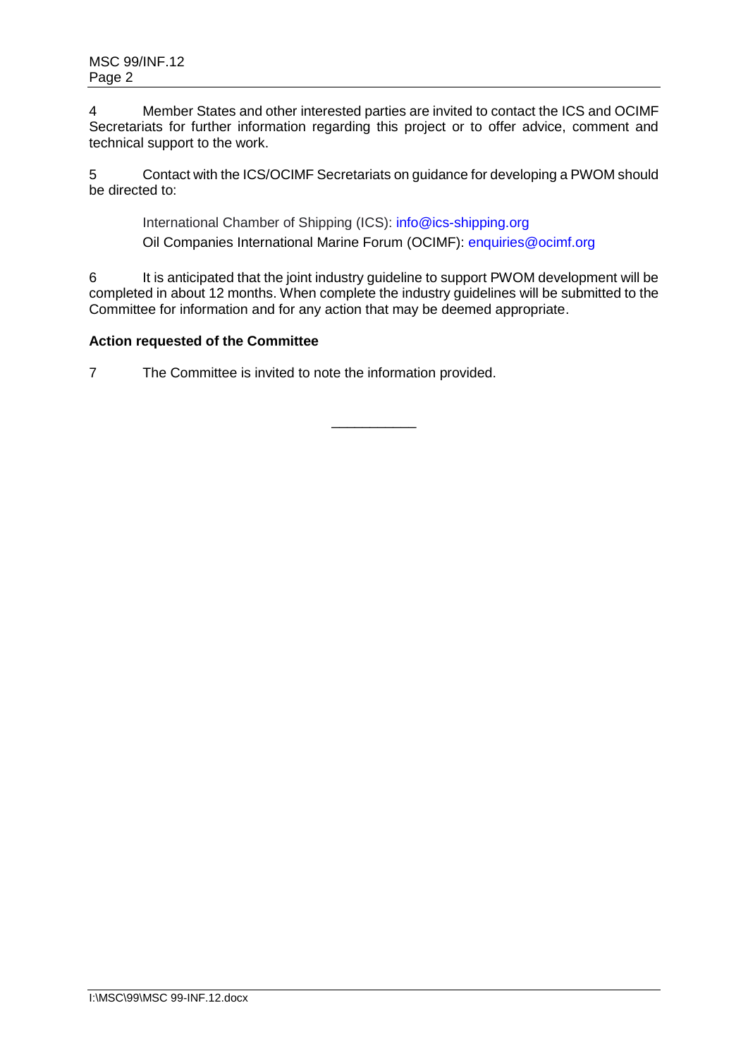4 Member States and other interested parties are invited to contact the ICS and OCIMF Secretariats for further information regarding this project or to offer advice, comment and technical support to the work.

5 Contact with the ICS/OCIMF Secretariats on guidance for developing a PWOM should be directed to:

International Chamber of Shipping (ICS): info@ics-shipping.org
Oil Companies International Marine Forum (OCIMF): enquiries@ocimf.org

6 It is anticipated that the joint industry guideline to support PWOM development will be completed in about 12 months. When complete the industry guidelines will be submitted to the Committee for information and for any action that may be deemed appropriate.

**Action requested of the Committee**

7 The Committee is invited to note the information provided.

___________